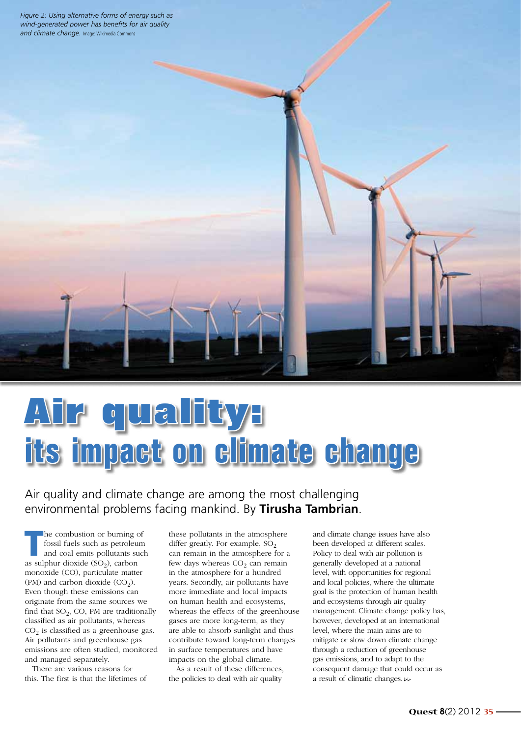*Figure 2: Using alternative forms of energy such as wind-generated power has benefits for air quality and climate change.* Image: Wikimedia Commons

# Air quality: its impact on climate change

Air quality and climate change are among the most challenging environmental problems facing mankind. By **Tirusha Tambrian**.

The combustion or burning of fossil fuels such as petroleum and coal emits pollutants such as sulphur dioxide ($SO_2$), carbon monoxide (CO), particulate matter (PM) and carbon dioxide ($CO_2$). Even though these emissions can originate from the same sources we find that $SO_2$, CO, PM are traditionally classified as air pollutants, whereas $CO_2$ is classified as a greenhouse gas. Air pollutants and greenhouse gas emissions are often studied, monitored and managed separately.

There are various reasons for this. The first is that the lifetimes of these pollutants in the atmosphere differ greatly. For example, $SO_2$ can remain in the atmosphere for a few days whereas $CO_2$ can remain in the atmosphere for a hundred years. Secondly, air pollutants have more immediate and local impacts on human health and ecosystems, whereas the effects of the greenhouse gases are more long-term, as they are able to absorb sunlight and thus contribute toward long-term changes in surface temperatures and have impacts on the global climate.

As a result of these differences, the policies to deal with air quality and climate change issues have also been developed at different scales. Policy to deal with air pollution is generally developed at a national level, with opportunities for regional and local policies, where the ultimate goal is the protection of human health and ecosystems through air quality management. Climate change policy has, however, developed at an international level, where the main aims are to mitigate or slow down climate change through a reduction of greenhouse gas emissions, and to adapt to the consequent damage that could occur as a result of climatic changes.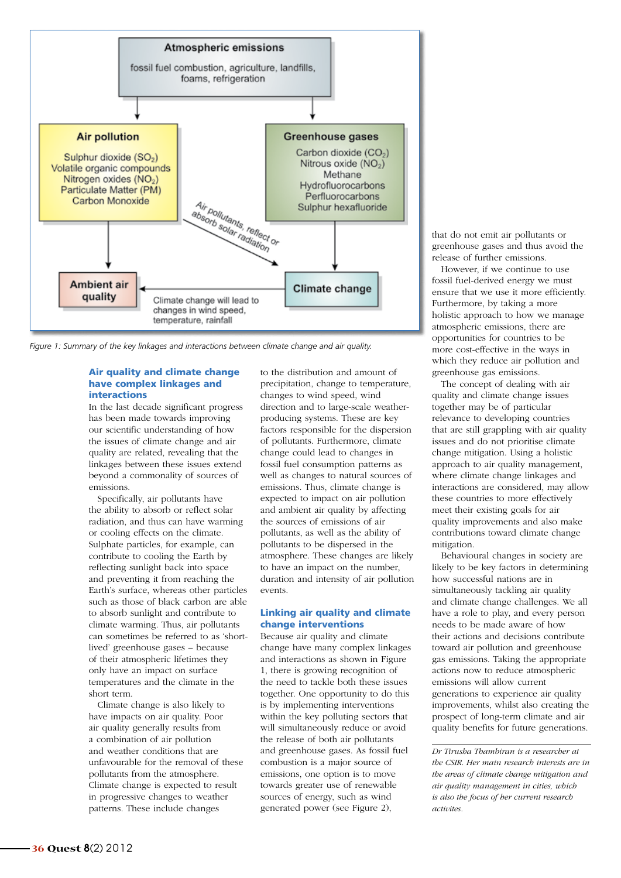Atmospheric emissions

fossil fuel combustion, agriculture, landfills, foams, refrigeration

Air pollution

Sulphur dioxide ($SO_2$)
Volatile organic compounds
Nitrogen oxides ($NO_2$)
Particulate Matter (PM)
Carbon Monoxide

Greenhouse gases

Carbon dioxide ($CO_2$)
Nitrous oxide ($NO_2$)
Methane
Hydrofluorocarbons
Perfluorocarbons
Sulphur hexafluoride

Air pollutants, reflect or absorb solar radiation

Ambient air quality

Climate change

Climate change will lead to changes in wind speed, temperature, rainfall

*Figure 1: Summary of the key linkages and interactions between climate change and air quality.*

## Air quality and climate change have complex linkages and interactions

In the last decade significant progress has been made towards improving our scientific understanding of how the issues of climate change and air quality are related, revealing that the linkages between these issues extend beyond a commonality of sources of emissions.

Specifically, air pollutants have the ability to absorb or reflect solar radiation, and thus can have warming or cooling effects on the climate. Sulphate particles, for example, can contribute to cooling the Earth by reflecting sunlight back into space and preventing it from reaching the Earth's surface, whereas other particles such as those of black carbon are able to absorb sunlight and contribute to climate warming. Thus, air pollutants can sometimes be referred to as 'short-lived' greenhouse gases – because of their atmospheric lifetimes they only have an impact on surface temperatures and the climate in the short term.

Climate change is also likely to have impacts on air quality. Poor air quality generally results from a combination of air pollution and weather conditions that are unfavourable for the removal of these pollutants from the atmosphere. Climate change is expected to result in progressive changes to weather patterns. These include changes to the distribution and amount of precipitation, change to temperature, changes to wind speed, wind direction and to large-scale weather-producing systems. These are key factors responsible for the dispersion of pollutants. Furthermore, climate change could lead to changes in fossil fuel consumption patterns as well as changes to natural sources of emissions. Thus, climate change is expected to impact on air pollution and ambient air quality by affecting the sources of emissions of air pollutants, as well as the ability of pollutants to be dispersed in the atmosphere. These changes are likely to have an impact on the number, duration and intensity of air pollution events.

## Linking air quality and climate change interventions

Because air quality and climate change have many complex linkages and interactions as shown in Figure 1, there is growing recognition of the need to tackle both these issues together. One opportunity to do this is by implementing interventions within the key polluting sectors that will simultaneously reduce or avoid the release of both air pollutants and greenhouse gases. As fossil fuel combustion is a major source of emissions, one option is to move towards greater use of renewable sources of energy, such as wind generated power (see Figure 2), that do not emit air pollutants or greenhouse gases and thus avoid the release of further emissions.

However, if we continue to use fossil fuel-derived energy we must ensure that we use it more efficiently. Furthermore, by taking a more holistic approach to how we manage atmospheric emissions, there are opportunities for countries to be more cost-effective in the ways in which they reduce air pollution and greenhouse gas emissions.

The concept of dealing with air quality and climate change issues together may be of particular relevance to developing countries that are still grappling with air quality issues and do not prioritise climate change mitigation. Using a holistic approach to air quality management, where climate change linkages and interactions are considered, may allow these countries to more effectively meet their existing goals for air quality improvements and also make contributions toward climate change mitigation.

Behavioural changes in society are likely to be key factors in determining how successful nations are in simultaneously tackling air quality and climate change challenges. We all have a role to play, and every person needs to be made aware of how their actions and decisions contribute toward air pollution and greenhouse gas emissions. Taking the appropriate actions now to reduce atmospheric emissions will allow current generations to experience air quality improvements, whilst also creating the prospect of long-term climate and air quality benefits for future generations.

---

*Dr Tirusha Thambiran is a researcher at the CSIR. Her main research interests are in the areas of climate change mitigation and air quality management in cities, which is also the focus of her current research activites.*